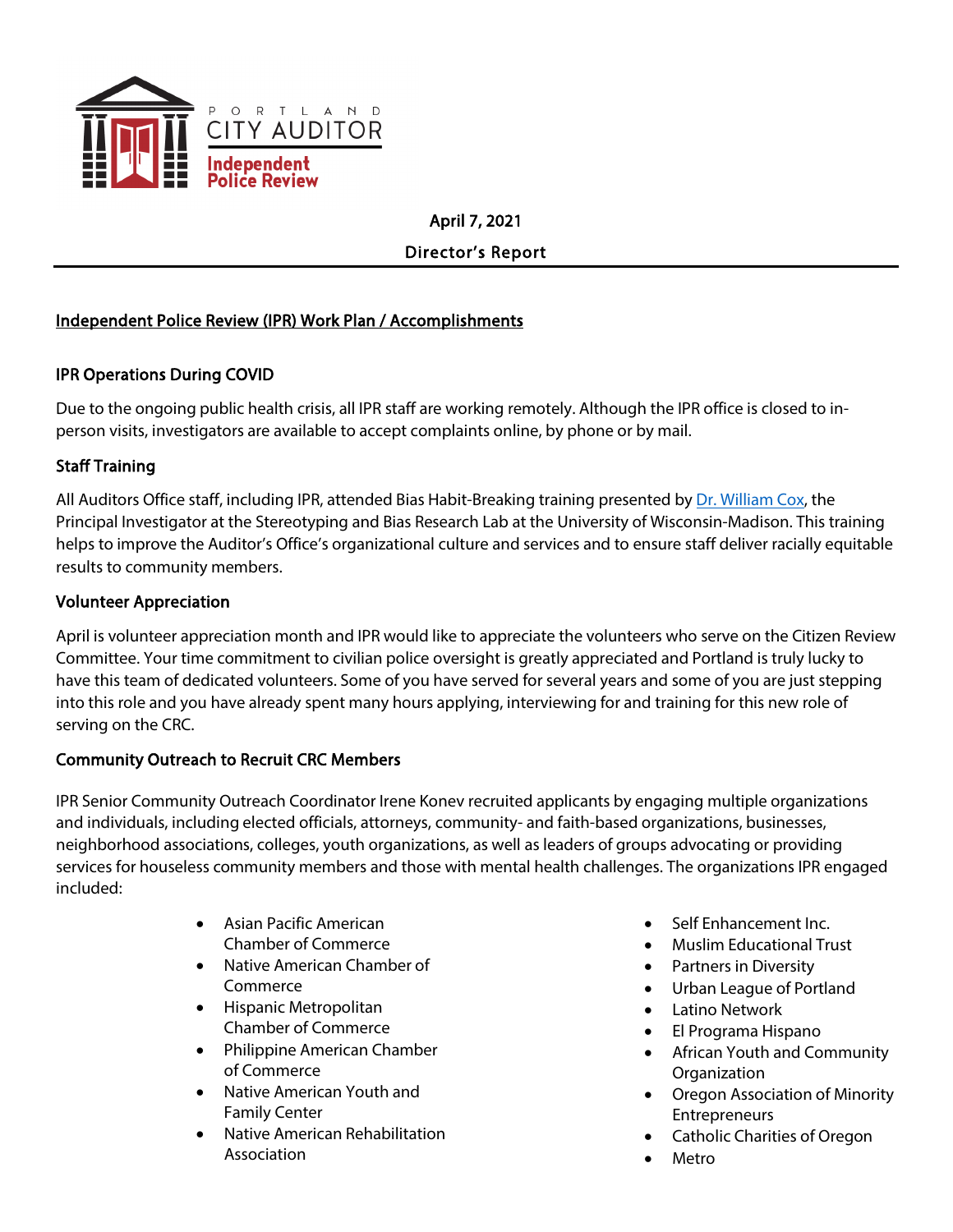PORTLAND CITY AUDITOR

Independent Police Review

April 7, 2021

Director's Report

## Independent Police Review (IPR) Work Plan / Accomplishments

### IPR Operations During COVID

Due to the ongoing public health crisis, all IPR staff are working remotely. Although the IPR office is closed to in-person visits, investigators are available to accept complaints online, by phone or by mail.

### Staff Training

All Auditors Office staff, including IPR, attended Bias Habit-Breaking training presented by [Dr. William Cox](), the Principal Investigator at the Stereotyping and Bias Research Lab at the University of Wisconsin-Madison. This training helps to improve the Auditor's Office's organizational culture and services and to ensure staff deliver racially equitable results to community members.

### Volunteer Appreciation

April is volunteer appreciation month and IPR would like to appreciate the volunteers who serve on the Citizen Review Committee. Your time commitment to civilian police oversight is greatly appreciated and Portland is truly lucky to have this team of dedicated volunteers. Some of you have served for several years and some of you are just stepping into this role and you have already spent many hours applying, interviewing for and training for this new role of serving on the CRC.

### Community Outreach to Recruit CRC Members

IPR Senior Community Outreach Coordinator Irene Konev recruited applicants by engaging multiple organizations and individuals, including elected officials, attorneys, community- and faith-based organizations, businesses, neighborhood associations, colleges, youth organizations, as well as leaders of groups advocating or providing services for houseless community members and those with mental health challenges. The organizations IPR engaged included:

- Asian Pacific American Chamber of Commerce
- Native American Chamber of Commerce
- Hispanic Metropolitan Chamber of Commerce
- Philippine American Chamber of Commerce
- Native American Youth and Family Center
- Native American Rehabilitation Association
- Self Enhancement Inc.
- Muslim Educational Trust
- Partners in Diversity
- Urban League of Portland
- Latino Network
- El Programa Hispano
- African Youth and Community Organization
- Oregon Association of Minority Entrepreneurs
- Catholic Charities of Oregon
- Metro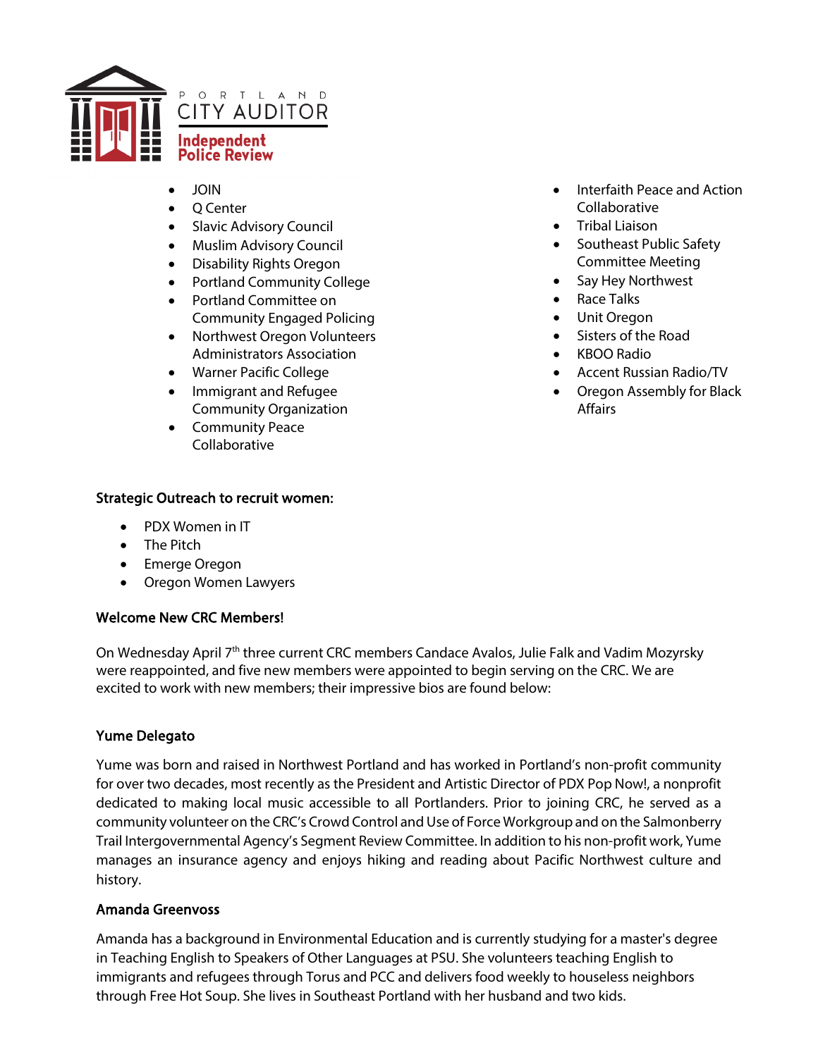- JOIN
- Q Center
- Slavic Advisory Council
- Muslim Advisory Council
- Disability Rights Oregon
- Portland Community College
- Portland Committee on Community Engaged Policing
- Northwest Oregon Volunteers Administrators Association
- Warner Pacific College
- Immigrant and Refugee Community Organization
- Community Peace Collaborative
- Interfaith Peace and Action Collaborative
- Tribal Liaison
- Southeast Public Safety Committee Meeting
- Say Hey Northwest
- Race Talks
- Unit Oregon
- Sisters of the Road
- KBOO Radio
- Accent Russian Radio/TV
- Oregon Assembly for Black Affairs

**Strategic Outreach to recruit women:**

- PDX Women in IT
- The Pitch
- Emerge Oregon
- Oregon Women Lawyers

**Welcome New CRC Members!**

On Wednesday April 7th three current CRC members Candace Avalos, Julie Falk and Vadim Mozyrsky were reappointed, and five new members were appointed to begin serving on the CRC. We are excited to work with new members; their impressive bios are found below:

**Yume Delegato**

Yume was born and raised in Northwest Portland and has worked in Portland's non-profit community for over two decades, most recently as the President and Artistic Director of PDX Pop Now!, a nonprofit dedicated to making local music accessible to all Portlanders. Prior to joining CRC, he served as a community volunteer on the CRC's Crowd Control and Use of Force Workgroup and on the Salmonberry Trail Intergovernmental Agency's Segment Review Committee. In addition to his non-profit work, Yume manages an insurance agency and enjoys hiking and reading about Pacific Northwest culture and history.

**Amanda Greenvoss**

Amanda has a background in Environmental Education and is currently studying for a master's degree in Teaching English to Speakers of Other Languages at PSU. She volunteers teaching English to immigrants and refugees through Torus and PCC and delivers food weekly to houseless neighbors through Free Hot Soup. She lives in Southeast Portland with her husband and two kids.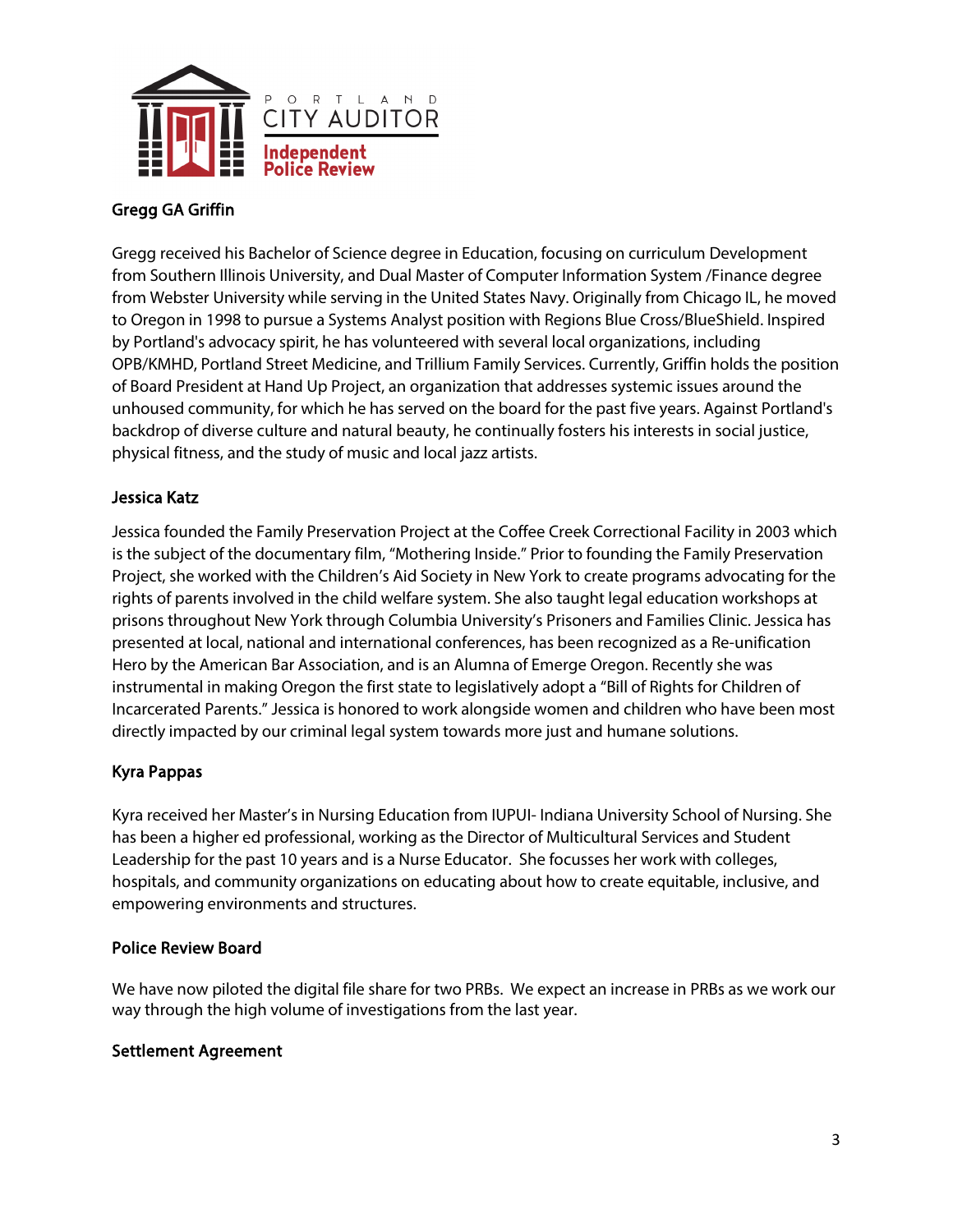### Gregg GA Griffin

Gregg received his Bachelor of Science degree in Education, focusing on curriculum Development from Southern Illinois University, and Dual Master of Computer Information System /Finance degree from Webster University while serving in the United States Navy. Originally from Chicago IL, he moved to Oregon in 1998 to pursue a Systems Analyst position with Regions Blue Cross/BlueShield. Inspired by Portland's advocacy spirit, he has volunteered with several local organizations, including OPB/KMHD, Portland Street Medicine, and Trillium Family Services. Currently, Griffin holds the position of Board President at Hand Up Project, an organization that addresses systemic issues around the unhoused community, for which he has served on the board for the past five years. Against Portland's backdrop of diverse culture and natural beauty, he continually fosters his interests in social justice, physical fitness, and the study of music and local jazz artists.

### Jessica Katz

Jessica founded the Family Preservation Project at the Coffee Creek Correctional Facility in 2003 which is the subject of the documentary film, "Mothering Inside." Prior to founding the Family Preservation Project, she worked with the Children's Aid Society in New York to create programs advocating for the rights of parents involved in the child welfare system. She also taught legal education workshops at prisons throughout New York through Columbia University's Prisoners and Families Clinic. Jessica has presented at local, national and international conferences, has been recognized as a Re-unification Hero by the American Bar Association, and is an Alumna of Emerge Oregon. Recently she was instrumental in making Oregon the first state to legislatively adopt a "Bill of Rights for Children of Incarcerated Parents." Jessica is honored to work alongside women and children who have been most directly impacted by our criminal legal system towards more just and humane solutions.

### Kyra Pappas

Kyra received her Master's in Nursing Education from IUPUI- Indiana University School of Nursing. She has been a higher ed professional, working as the Director of Multicultural Services and Student Leadership for the past 10 years and is a Nurse Educator. She focusses her work with colleges, hospitals, and community organizations on educating about how to create equitable, inclusive, and empowering environments and structures.

### Police Review Board

We have now piloted the digital file share for two PRBs. We expect an increase in PRBs as we work our way through the high volume of investigations from the last year.

### Settlement Agreement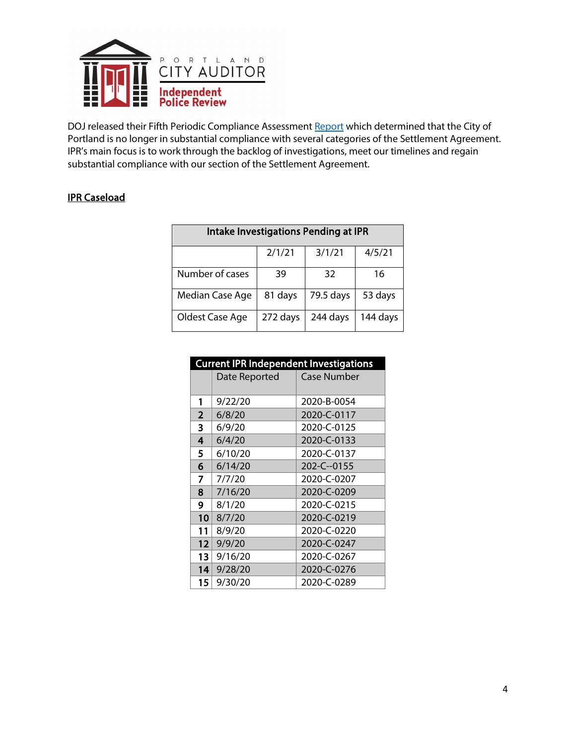DOJ released their Fifth Periodic Compliance Assessment Report which determined that the City of Portland is no longer in substantial compliance with several categories of the Settlement Agreement. IPR's main focus is to work through the backlog of investigations, meet our timelines and regain substantial compliance with our section of the Settlement Agreement.

## IPR Caseload

| Intake Investigations Pending at IPR | | | |
|---|---|---|---|
| | 2/1/21 | 3/1/21 | 4/5/21 |
| Number of cases | 39 | 32 | 16 |
| Median Case Age | 81 days | 79.5 days | 53 days |
| Oldest Case Age | 272 days | 244 days | 144 days |

| Current IPR Independent Investigations | | |
|---|---|---|
| | Date Reported | Case Number |
| **1** | 9/22/20 | 2020-B-0054 |
| **2** | 6/8/20 | 2020-C-0117 |
| **3** | 6/9/20 | 2020-C-0125 |
| **4** | 6/4/20 | 2020-C-0133 |
| **5** | 6/10/20 | 2020-C-0137 |
| **6** | 6/14/20 | 202-C--0155 |
| **7** | 7/7/20 | 2020-C-0207 |
| **8** | 7/16/20 | 2020-C-0209 |
| **9** | 8/1/20 | 2020-C-0215 |
| **10** | 8/7/20 | 2020-C-0219 |
| **11** | 8/9/20 | 2020-C-0220 |
| **12** | 9/9/20 | 2020-C-0247 |
| **13** | 9/16/20 | 2020-C-0267 |
| **14** | 9/28/20 | 2020-C-0276 |
| **15** | 9/30/20 | 2020-C-0289 |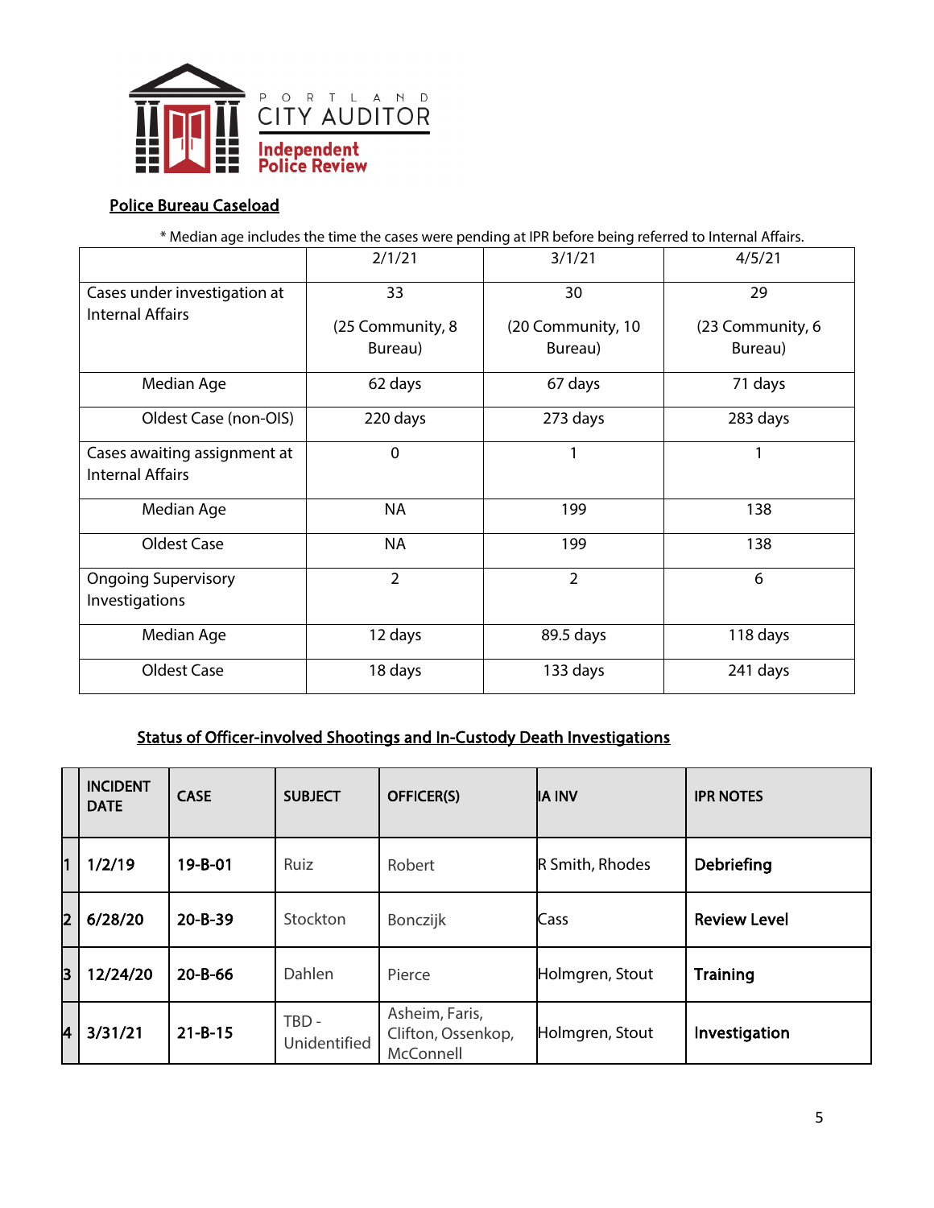PORTLAND CITY AUDITOR
Independent Police Review

## Police Bureau Caseload

* Median age includes the time the cases were pending at IPR before being referred to Internal Affairs.

| | 2/1/21 | 3/1/21 | 4/5/21 |
|---|---|---|---|
| Cases under investigation at Internal Affairs | 33 (25 Community, 8 Bureau) | 30 (20 Community, 10 Bureau) | 29 (23 Community, 6 Bureau) |
| Median Age | 62 days | 67 days | 71 days |
| Oldest Case (non-OIS) | 220 days | 273 days | 283 days |
| Cases awaiting assignment at Internal Affairs | 0 | 1 | 1 |
| Median Age | NA | 199 | 138 |
| Oldest Case | NA | 199 | 138 |
| Ongoing Supervisory Investigations | 2 | 2 | 6 |
| Median Age | 12 days | 89.5 days | 118 days |
| Oldest Case | 18 days | 133 days | 241 days |

## Status of Officer-involved Shootings and In-Custody Death Investigations

| | INCIDENT DATE | CASE | SUBJECT | OFFICER(S) | IA INV | IPR NOTES |
|---|---|---|---|---|---|---|
| 1 | **1/2/19** | **19-B-01** | Ruiz | Robert | R Smith, Rhodes | **Debriefing** |
| 2 | **6/28/20** | **20-B-39** | Stockton | Bonczijk | Cass | **Review Level** |
| 3 | **12/24/20** | **20-B-66** | Dahlen | Pierce | Holmgren, Stout | **Training** |
| 4 | **3/31/21** | **21-B-15** | TBD - Unidentified | Asheim, Faris, Clifton, Ossenkop, McConnell | Holmgren, Stout | **Investigation** |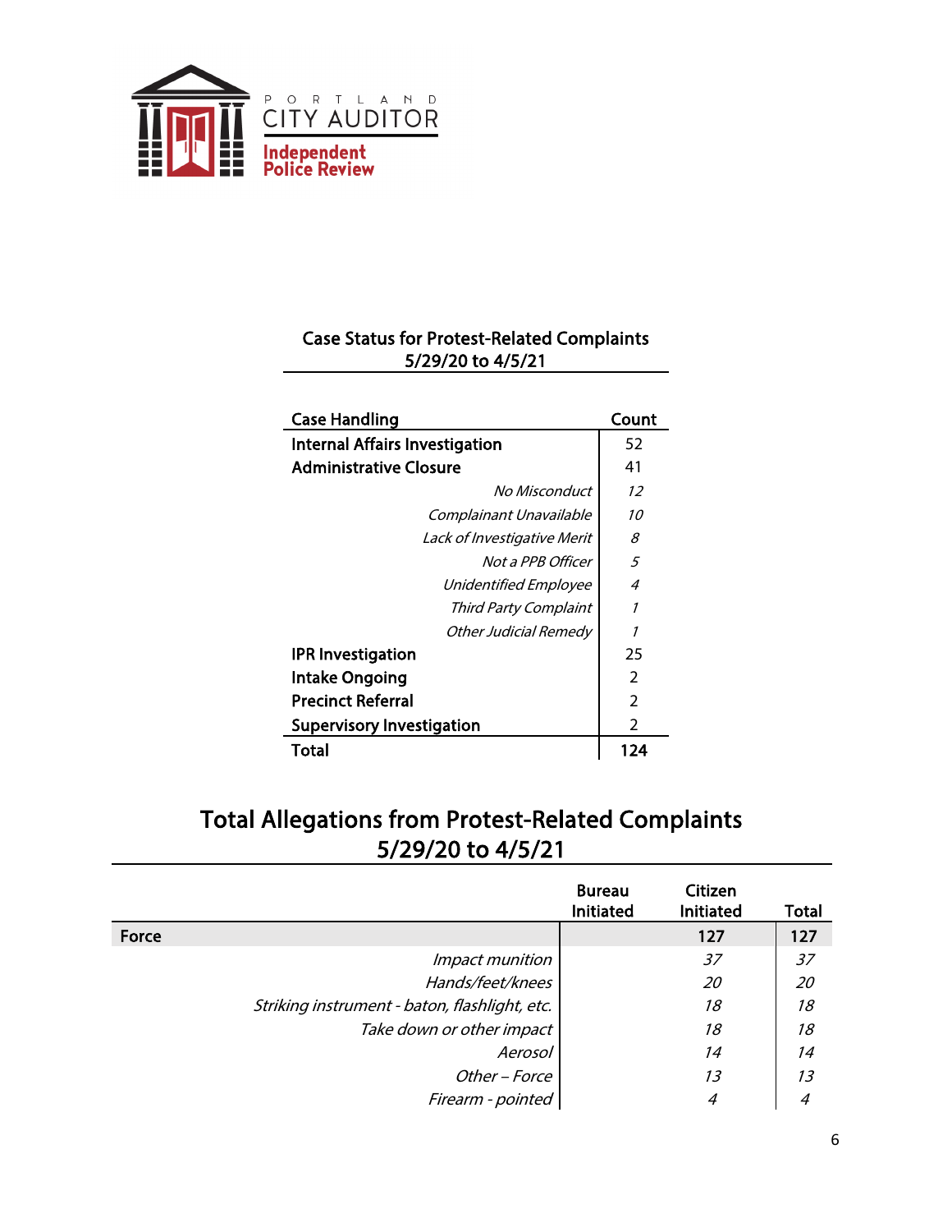PORTLAND CITY AUDITOR

Independent Police Review

### Case Status for Protest-Related Complaints 5/29/20 to 4/5/21

| Case Handling | Count |
|---|---|
| **Internal Affairs Investigation** | 52 |
| **Administrative Closure** | 41 |
| *No Misconduct* | *12* |
| *Complainant Unavailable* | *10* |
| *Lack of Investigative Merit* | *8* |
| *Not a PPB Officer* | *5* |
| *Unidentified Employee* | *4* |
| *Third Party Complaint* | *1* |
| *Other Judicial Remedy* | *1* |
| **IPR Investigation** | 25 |
| **Intake Ongoing** | 2 |
| **Precinct Referral** | 2 |
| **Supervisory Investigation** | 2 |
| **Total** | **124** |

## Total Allegations from Protest-Related Complaints 5/29/20 to 4/5/21

| | Bureau Initiated | Citizen Initiated | Total |
|---|---|---|---|
| **Force** | | **127** | **127** |
| *Impact munition* | | *37* | *37* |
| *Hands/feet/knees* | | *20* | *20* |
| *Striking instrument - baton, flashlight, etc.* | | *18* | *18* |
| *Take down or other impact* | | *18* | *18* |
| *Aerosol* | | *14* | *14* |
| *Other – Force* | | *13* | *13* |
| *Firearm - pointed* | | *4* | *4* |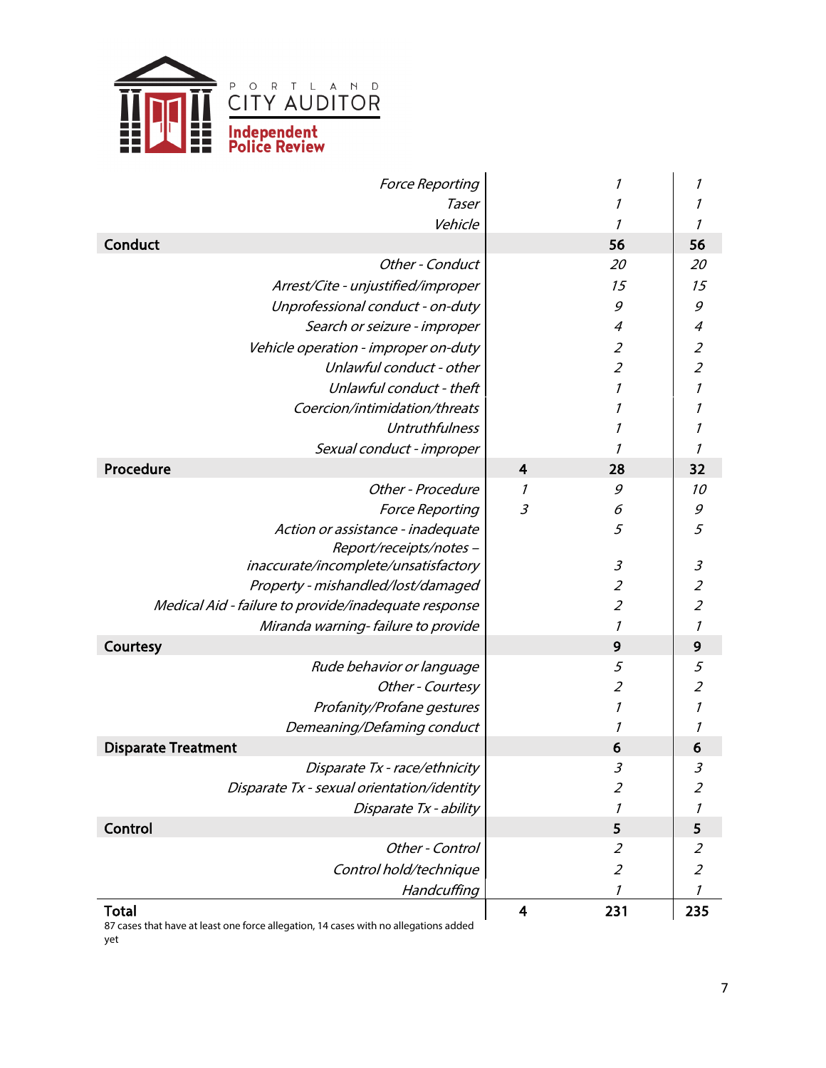Portland City Auditor — Independent Police Review

| | | | |
|---|---|---|---|
| *Force Reporting* | | *1* | *1* |
| *Taser* | | *1* | *1* |
| *Vehicle* | | *1* | *1* |
| **Conduct** | | **56** | **56** |
| *Other - Conduct* | | *20* | *20* |
| *Arrest/Cite - unjustified/improper* | | *15* | *15* |
| *Unprofessional conduct - on-duty* | | *9* | *9* |
| *Search or seizure - improper* | | *4* | *4* |
| *Vehicle operation - improper on-duty* | | *2* | *2* |
| *Unlawful conduct - other* | | *2* | *2* |
| *Unlawful conduct - theft* | | *1* | *1* |
| *Coercion/intimidation/threats* | | *1* | *1* |
| *Untruthfulness* | | *1* | *1* |
| *Sexual conduct - improper* | | *1* | *1* |
| **Procedure** | **4** | **28** | **32** |
| *Other - Procedure* | *1* | *9* | *10* |
| *Force Reporting* | *3* | *6* | *9* |
| *Action or assistance - inadequate* | | *5* | *5* |
| *Report/receipts/notes – inaccurate/incomplete/unsatisfactory* | | *3* | *3* |
| *Property - mishandled/lost/damaged* | | *2* | *2* |
| *Medical Aid - failure to provide/inadequate response* | | *2* | *2* |
| *Miranda warning- failure to provide* | | *1* | *1* |
| **Courtesy** | | **9** | **9** |
| *Rude behavior or language* | | *5* | *5* |
| *Other - Courtesy* | | *2* | *2* |
| *Profanity/Profane gestures* | | *1* | *1* |
| *Demeaning/Defaming conduct* | | *1* | *1* |
| **Disparate Treatment** | | **6** | **6** |
| *Disparate Tx - race/ethnicity* | | *3* | *3* |
| *Disparate Tx - sexual orientation/identity* | | *2* | *2* |
| *Disparate Tx - ability* | | *1* | *1* |
| **Control** | | **5** | **5** |
| *Other - Control* | | *2* | *2* |
| *Control hold/technique* | | *2* | *2* |
| *Handcuffing* | | *1* | *1* |
| **Total** | **4** | **231** | **235** |

87 cases that have at least one force allegation, 14 cases with no allegations added yet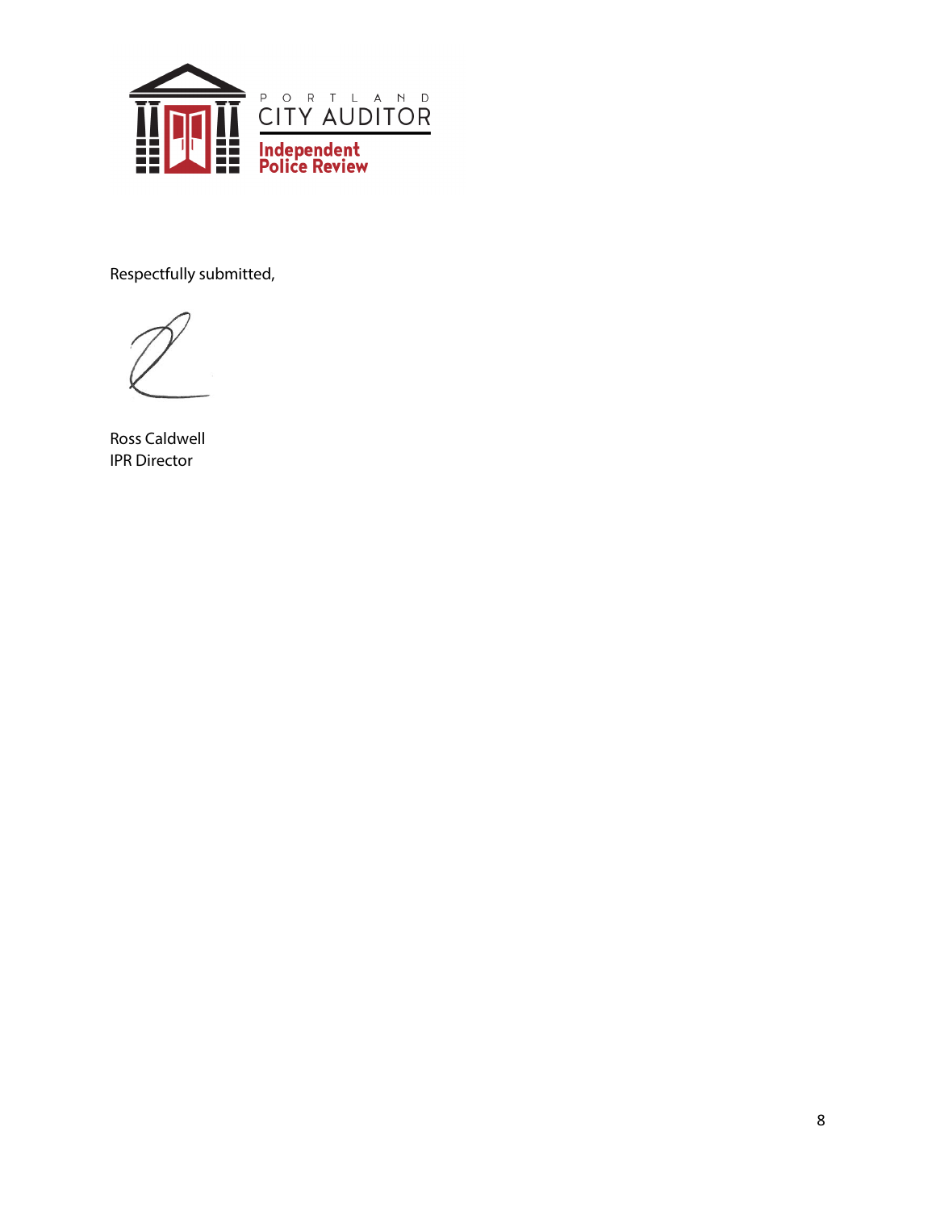PORTLAND CITY AUDITOR

Independent Police Review

Respectfully submitted,

Ross Caldwell
IPR Director